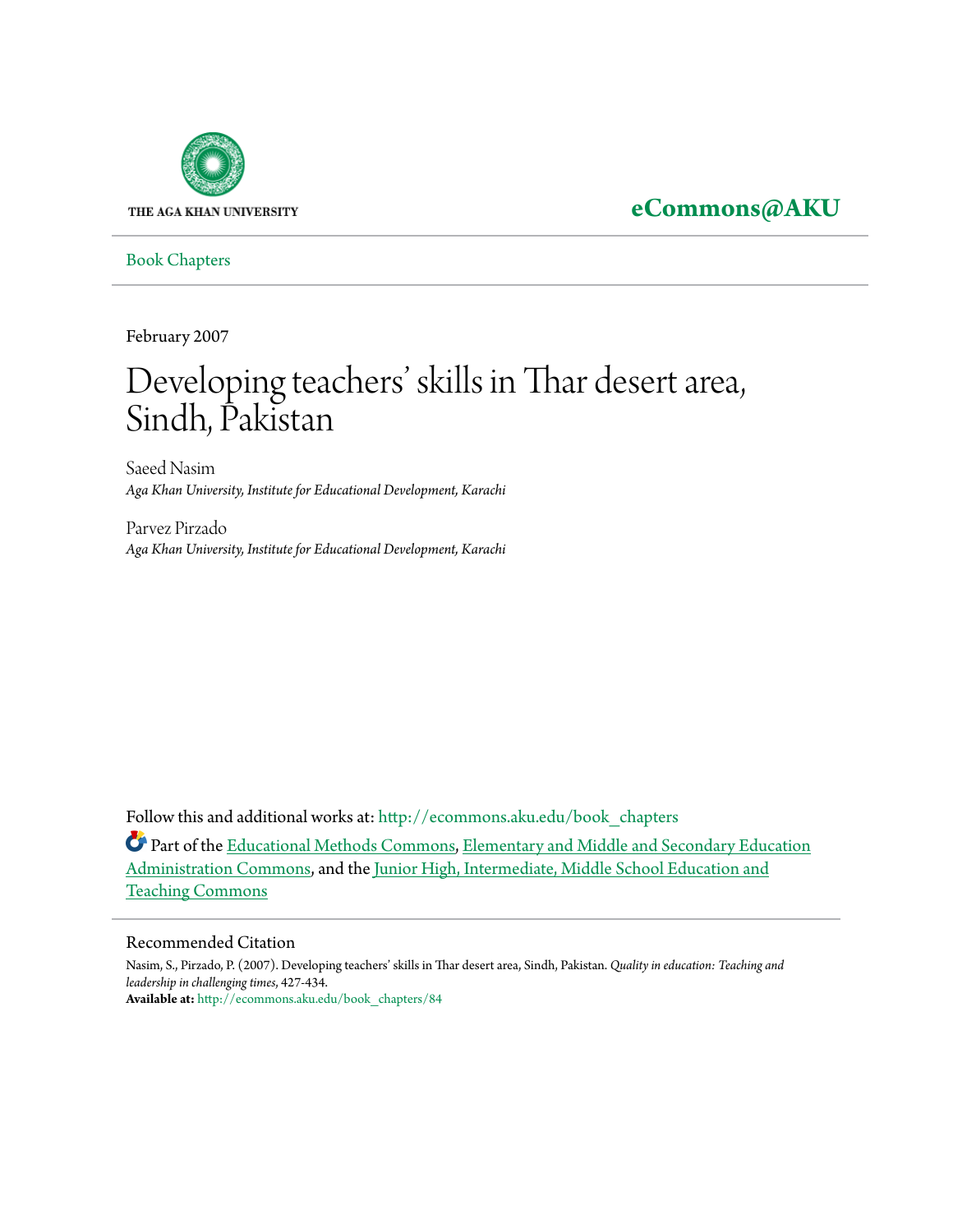THE AGA KHAN UNIVERSITY

**eCommons@AKU**

Book Chapters

February 2007

# Developing teachers' skills in Thar desert area, Sindh, Pakistan

Saeed Nasim
*Aga Khan University, Institute for Educational Development, Karachi*

Parvez Pirzado
*Aga Khan University, Institute for Educational Development, Karachi*

Follow this and additional works at: http://ecommons.aku.edu/book_chapters

Part of the Educational Methods Commons, Elementary and Middle and Secondary Education Administration Commons, and the Junior High, Intermediate, Middle School Education and Teaching Commons

## Recommended Citation

Nasim, S., Pirzado, P. (2007). Developing teachers' skills in Thar desert area, Sindh, Pakistan. *Quality in education: Teaching and leadership in challenging times*, 427-434.
**Available at:** http://ecommons.aku.edu/book_chapters/84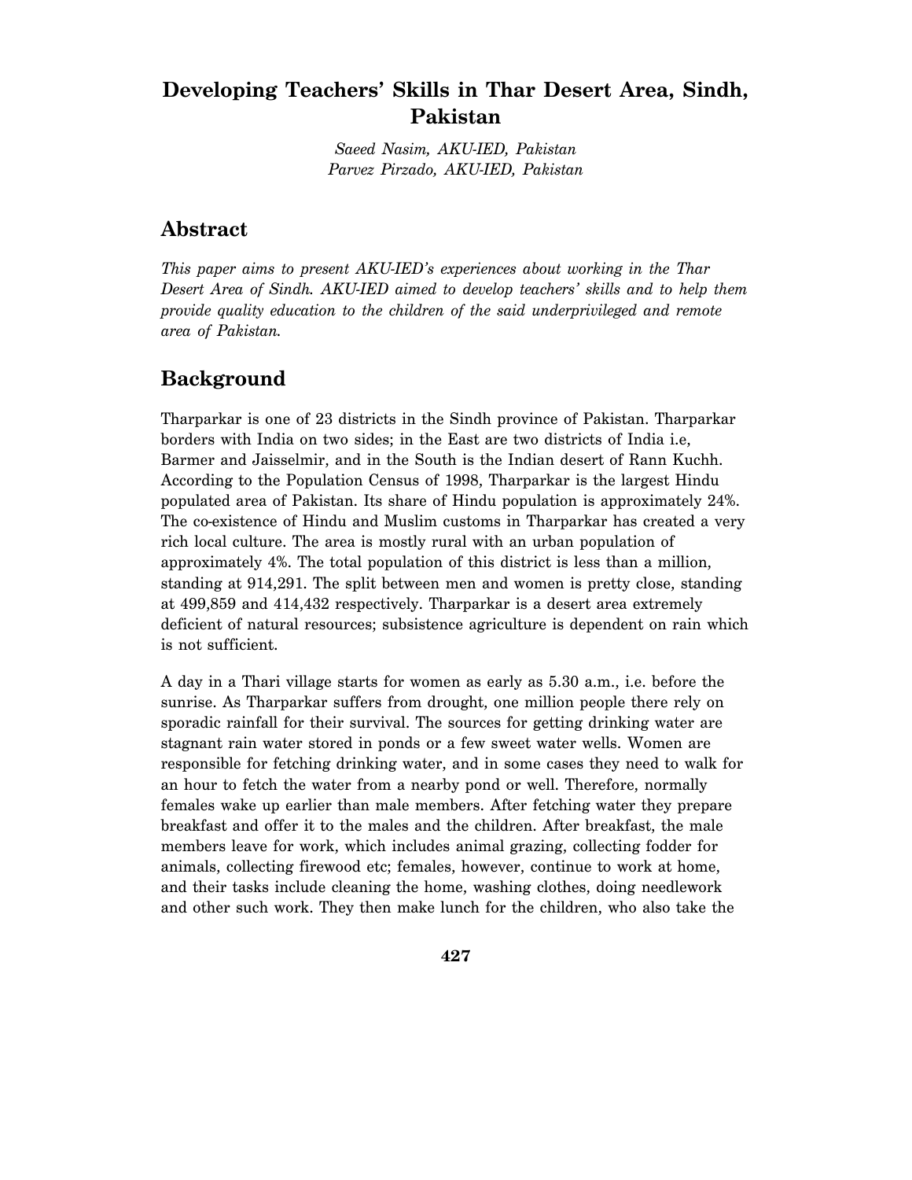# Developing Teachers' Skills in Thar Desert Area, Sindh, Pakistan

*Saeed Nasim, AKU-IED, Pakistan*
*Parvez Pirzado, AKU-IED, Pakistan*

## Abstract

*This paper aims to present AKU-IED's experiences about working in the Thar Desert Area of Sindh. AKU-IED aimed to develop teachers' skills and to help them provide quality education to the children of the said underprivileged and remote area of Pakistan.*

## Background

Tharparkar is one of 23 districts in the Sindh province of Pakistan. Tharparkar borders with India on two sides; in the East are two districts of India i.e, Barmer and Jaisselmir, and in the South is the Indian desert of Rann Kuchh. According to the Population Census of 1998, Tharparkar is the largest Hindu populated area of Pakistan. Its share of Hindu population is approximately 24%. The co-existence of Hindu and Muslim customs in Tharparkar has created a very rich local culture. The area is mostly rural with an urban population of approximately 4%. The total population of this district is less than a million, standing at 914,291. The split between men and women is pretty close, standing at 499,859 and 414,432 respectively. Tharparkar is a desert area extremely deficient of natural resources; subsistence agriculture is dependent on rain which is not sufficient.

A day in a Thari village starts for women as early as 5.30 a.m., i.e. before the sunrise. As Tharparkar suffers from drought, one million people there rely on sporadic rainfall for their survival. The sources for getting drinking water are stagnant rain water stored in ponds or a few sweet water wells. Women are responsible for fetching drinking water, and in some cases they need to walk for an hour to fetch the water from a nearby pond or well. Therefore, normally females wake up earlier than male members. After fetching water they prepare breakfast and offer it to the males and the children. After breakfast, the male members leave for work, which includes animal grazing, collecting fodder for animals, collecting firewood etc; females, however, continue to work at home, and their tasks include cleaning the home, washing clothes, doing needlework and other such work. They then make lunch for the children, who also take the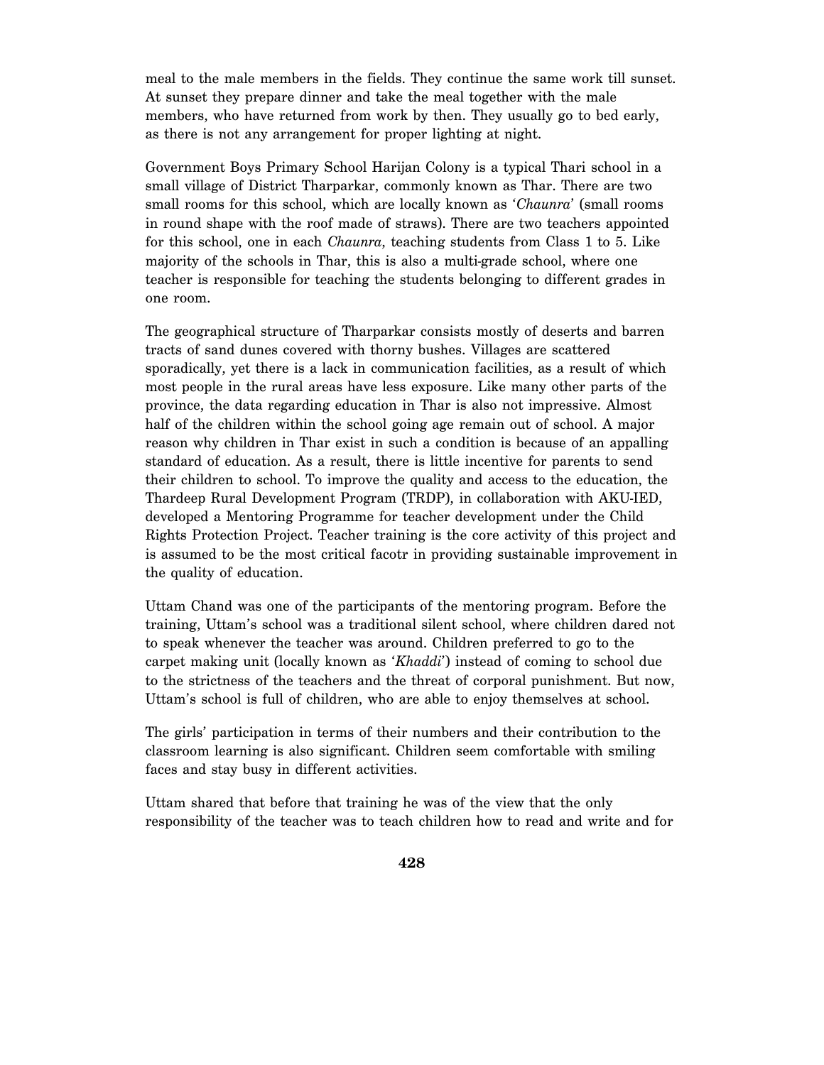meal to the male members in the fields. They continue the same work till sunset. At sunset they prepare dinner and take the meal together with the male members, who have returned from work by then. They usually go to bed early, as there is not any arrangement for proper lighting at night.

Government Boys Primary School Harijan Colony is a typical Thari school in a small village of District Tharparkar, commonly known as Thar. There are two small rooms for this school, which are locally known as '*Chaunra*' (small rooms in round shape with the roof made of straws). There are two teachers appointed for this school, one in each *Chaunra*, teaching students from Class 1 to 5. Like majority of the schools in Thar, this is also a multi-grade school, where one teacher is responsible for teaching the students belonging to different grades in one room.

The geographical structure of Tharparkar consists mostly of deserts and barren tracts of sand dunes covered with thorny bushes. Villages are scattered sporadically, yet there is a lack in communication facilities, as a result of which most people in the rural areas have less exposure. Like many other parts of the province, the data regarding education in Thar is also not impressive. Almost half of the children within the school going age remain out of school. A major reason why children in Thar exist in such a condition is because of an appalling standard of education. As a result, there is little incentive for parents to send their children to school. To improve the quality and access to the education, the Thardeep Rural Development Program (TRDP), in collaboration with AKU-IED, developed a Mentoring Programme for teacher development under the Child Rights Protection Project. Teacher training is the core activity of this project and is assumed to be the most critical facotr in providing sustainable improvement in the quality of education.

Uttam Chand was one of the participants of the mentoring program. Before the training, Uttam's school was a traditional silent school, where children dared not to speak whenever the teacher was around. Children preferred to go to the carpet making unit (locally known as '*Khaddi*') instead of coming to school due to the strictness of the teachers and the threat of corporal punishment. But now, Uttam's school is full of children, who are able to enjoy themselves at school.

The girls' participation in terms of their numbers and their contribution to the classroom learning is also significant. Children seem comfortable with smiling faces and stay busy in different activities.

Uttam shared that before that training he was of the view that the only responsibility of the teacher was to teach children how to read and write and for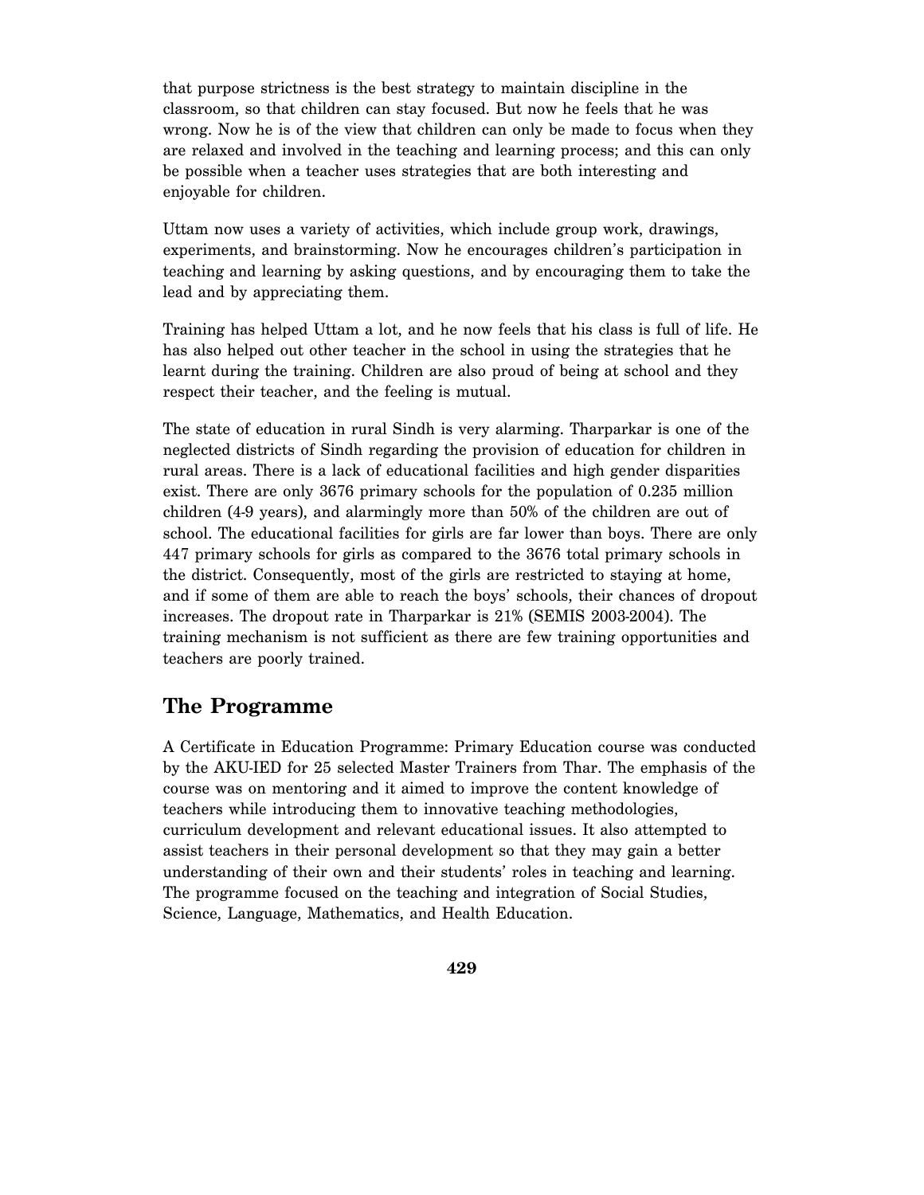that purpose strictness is the best strategy to maintain discipline in the classroom, so that children can stay focused. But now he feels that he was wrong. Now he is of the view that children can only be made to focus when they are relaxed and involved in the teaching and learning process; and this can only be possible when a teacher uses strategies that are both interesting and enjoyable for children.

Uttam now uses a variety of activities, which include group work, drawings, experiments, and brainstorming. Now he encourages children's participation in teaching and learning by asking questions, and by encouraging them to take the lead and by appreciating them.

Training has helped Uttam a lot, and he now feels that his class is full of life. He has also helped out other teacher in the school in using the strategies that he learnt during the training. Children are also proud of being at school and they respect their teacher, and the feeling is mutual.

The state of education in rural Sindh is very alarming. Tharparkar is one of the neglected districts of Sindh regarding the provision of education for children in rural areas. There is a lack of educational facilities and high gender disparities exist. There are only 3676 primary schools for the population of 0.235 million children (4-9 years), and alarmingly more than 50% of the children are out of school. The educational facilities for girls are far lower than boys. There are only 447 primary schools for girls as compared to the 3676 total primary schools in the district. Consequently, most of the girls are restricted to staying at home, and if some of them are able to reach the boys' schools, their chances of dropout increases. The dropout rate in Tharparkar is 21% (SEMIS 2003-2004). The training mechanism is not sufficient as there are few training opportunities and teachers are poorly trained.

## The Programme

A Certificate in Education Programme: Primary Education course was conducted by the AKU-IED for 25 selected Master Trainers from Thar. The emphasis of the course was on mentoring and it aimed to improve the content knowledge of teachers while introducing them to innovative teaching methodologies, curriculum development and relevant educational issues. It also attempted to assist teachers in their personal development so that they may gain a better understanding of their own and their students' roles in teaching and learning. The programme focused on the teaching and integration of Social Studies, Science, Language, Mathematics, and Health Education.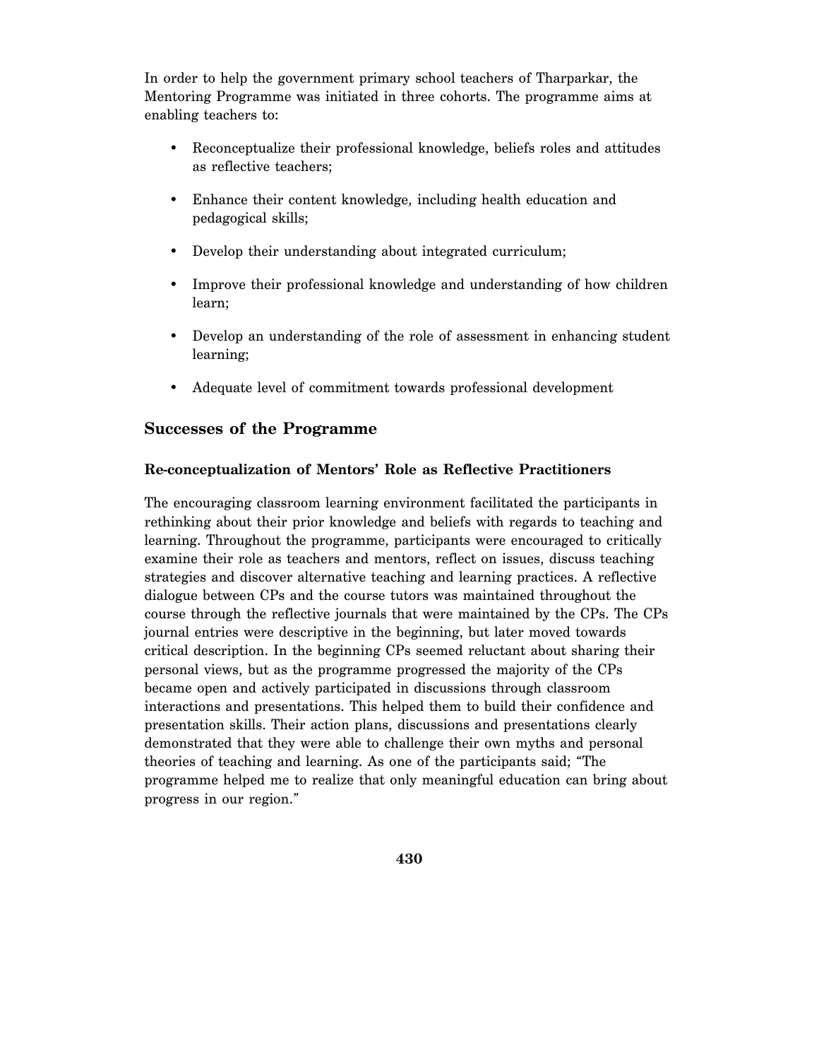In order to help the government primary school teachers of Tharparkar, the Mentoring Programme was initiated in three cohorts. The programme aims at enabling teachers to:

- Reconceptualize their professional knowledge, beliefs roles and attitudes as reflective teachers;
- Enhance their content knowledge, including health education and pedagogical skills;
- Develop their understanding about integrated curriculum;
- Improve their professional knowledge and understanding of how children learn;
- Develop an understanding of the role of assessment in enhancing student learning;
- Adequate level of commitment towards professional development

## Successes of the Programme

### Re-conceptualization of Mentors' Role as Reflective Practitioners

The encouraging classroom learning environment facilitated the participants in rethinking about their prior knowledge and beliefs with regards to teaching and learning. Throughout the programme, participants were encouraged to critically examine their role as teachers and mentors, reflect on issues, discuss teaching strategies and discover alternative teaching and learning practices. A reflective dialogue between CPs and the course tutors was maintained throughout the course through the reflective journals that were maintained by the CPs. The CPs journal entries were descriptive in the beginning, but later moved towards critical description. In the beginning CPs seemed reluctant about sharing their personal views, but as the programme progressed the majority of the CPs became open and actively participated in discussions through classroom interactions and presentations. This helped them to build their confidence and presentation skills. Their action plans, discussions and presentations clearly demonstrated that they were able to challenge their own myths and personal theories of teaching and learning. As one of the participants said; "The programme helped me to realize that only meaningful education can bring about progress in our region."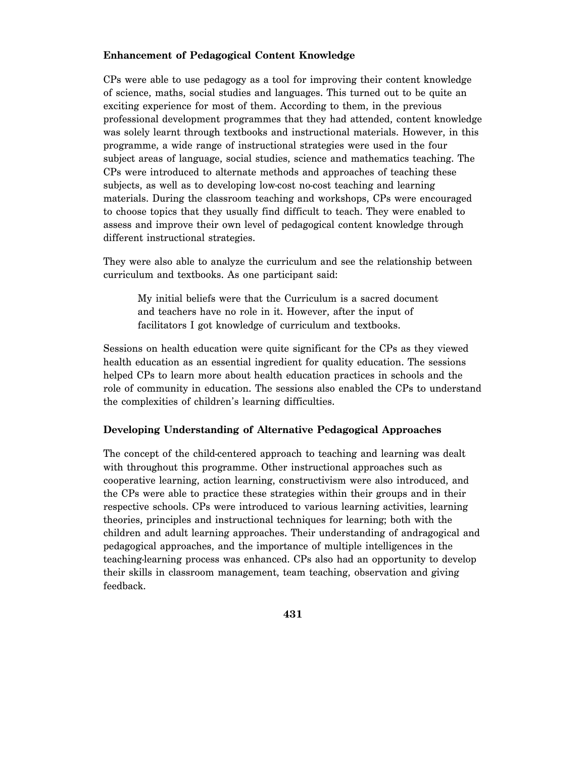### Enhancement of Pedagogical Content Knowledge

CPs were able to use pedagogy as a tool for improving their content knowledge of science, maths, social studies and languages. This turned out to be quite an exciting experience for most of them. According to them, in the previous professional development programmes that they had attended, content knowledge was solely learnt through textbooks and instructional materials. However, in this programme, a wide range of instructional strategies were used in the four subject areas of language, social studies, science and mathematics teaching. The CPs were introduced to alternate methods and approaches of teaching these subjects, as well as to developing low-cost no-cost teaching and learning materials. During the classroom teaching and workshops, CPs were encouraged to choose topics that they usually find difficult to teach. They were enabled to assess and improve their own level of pedagogical content knowledge through different instructional strategies.

They were also able to analyze the curriculum and see the relationship between curriculum and textbooks. As one participant said:

> My initial beliefs were that the Curriculum is a sacred document and teachers have no role in it. However, after the input of facilitators I got knowledge of curriculum and textbooks.

Sessions on health education were quite significant for the CPs as they viewed health education as an essential ingredient for quality education. The sessions helped CPs to learn more about health education practices in schools and the role of community in education. The sessions also enabled the CPs to understand the complexities of children's learning difficulties.

### Developing Understanding of Alternative Pedagogical Approaches

The concept of the child-centered approach to teaching and learning was dealt with throughout this programme. Other instructional approaches such as cooperative learning, action learning, constructivism were also introduced, and the CPs were able to practice these strategies within their groups and in their respective schools. CPs were introduced to various learning activities, learning theories, principles and instructional techniques for learning; both with the children and adult learning approaches. Their understanding of andragogical and pedagogical approaches, and the importance of multiple intelligences in the teaching-learning process was enhanced. CPs also had an opportunity to develop their skills in classroom management, team teaching, observation and giving feedback.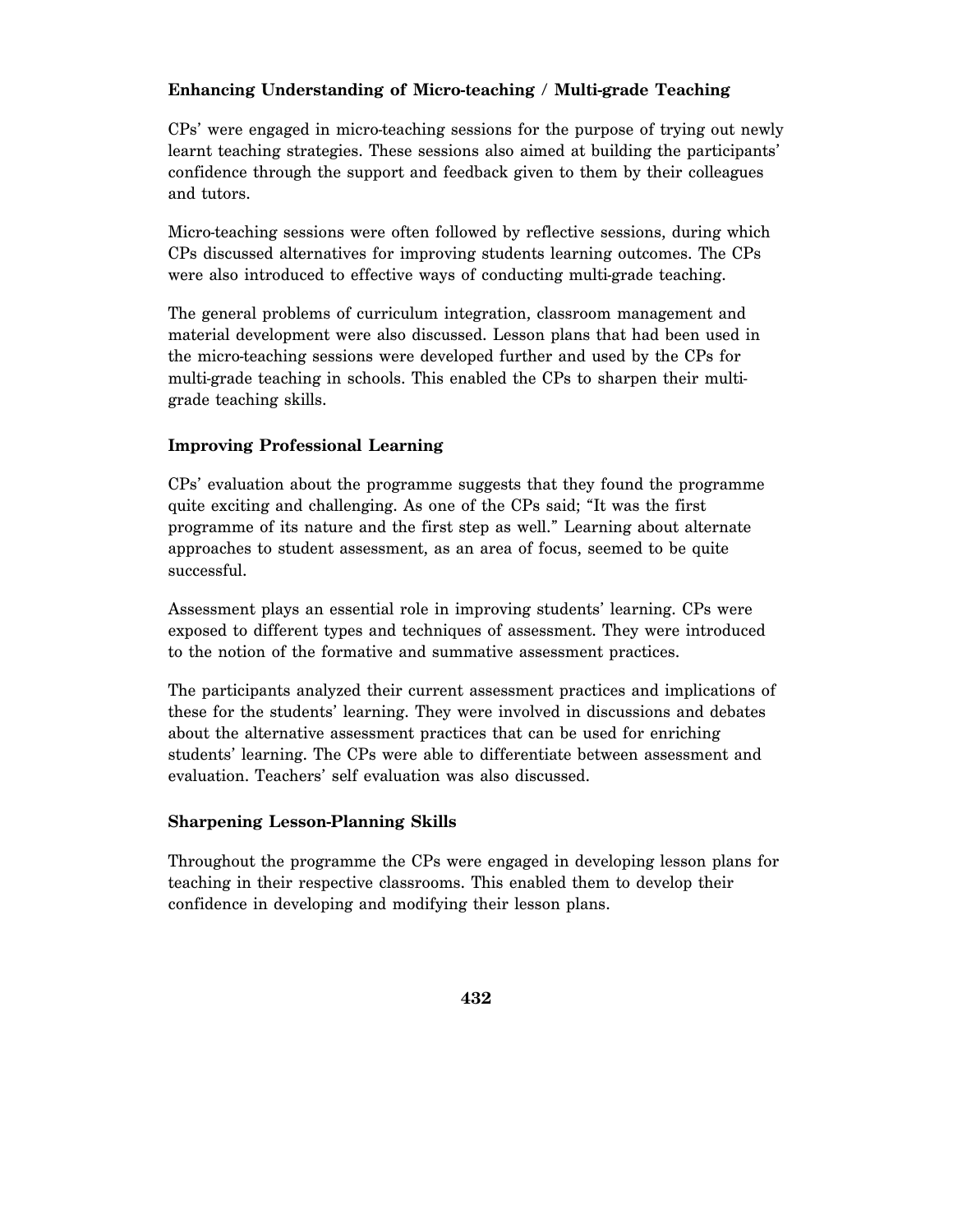### Enhancing Understanding of Micro-teaching / Multi-grade Teaching

CPs' were engaged in micro-teaching sessions for the purpose of trying out newly learnt teaching strategies. These sessions also aimed at building the participants' confidence through the support and feedback given to them by their colleagues and tutors.

Micro-teaching sessions were often followed by reflective sessions, during which CPs discussed alternatives for improving students learning outcomes. The CPs were also introduced to effective ways of conducting multi-grade teaching.

The general problems of curriculum integration, classroom management and material development were also discussed. Lesson plans that had been used in the micro-teaching sessions were developed further and used by the CPs for multi-grade teaching in schools. This enabled the CPs to sharpen their multi-grade teaching skills.

### Improving Professional Learning

CPs' evaluation about the programme suggests that they found the programme quite exciting and challenging. As one of the CPs said; "It was the first programme of its nature and the first step as well." Learning about alternate approaches to student assessment, as an area of focus, seemed to be quite successful.

Assessment plays an essential role in improving students' learning. CPs were exposed to different types and techniques of assessment. They were introduced to the notion of the formative and summative assessment practices.

The participants analyzed their current assessment practices and implications of these for the students' learning. They were involved in discussions and debates about the alternative assessment practices that can be used for enriching students' learning. The CPs were able to differentiate between assessment and evaluation. Teachers' self evaluation was also discussed.

### Sharpening Lesson-Planning Skills

Throughout the programme the CPs were engaged in developing lesson plans for teaching in their respective classrooms. This enabled them to develop their confidence in developing and modifying their lesson plans.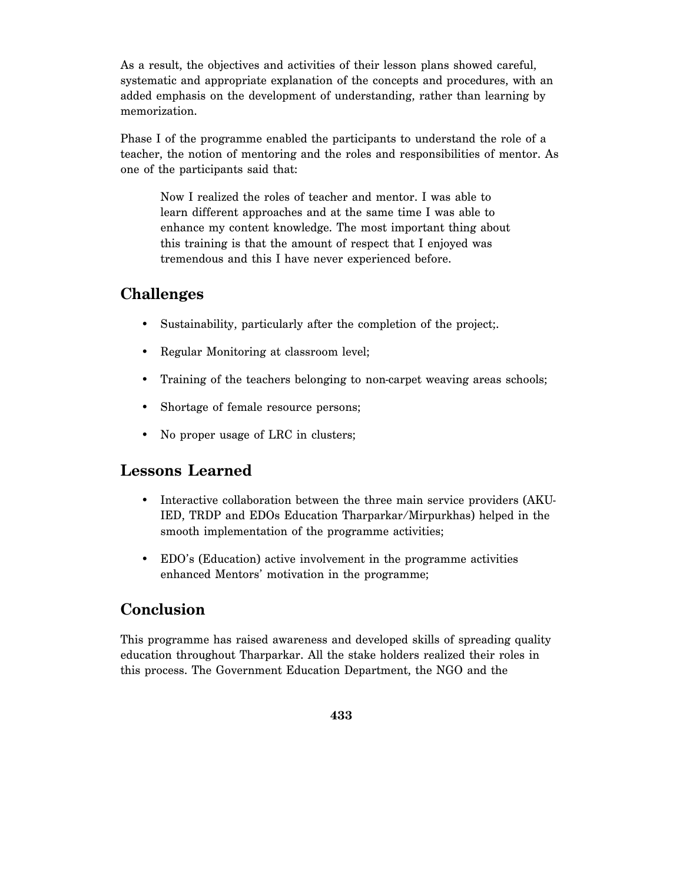As a result, the objectives and activities of their lesson plans showed careful, systematic and appropriate explanation of the concepts and procedures, with an added emphasis on the development of understanding, rather than learning by memorization.

Phase I of the programme enabled the participants to understand the role of a teacher, the notion of mentoring and the roles and responsibilities of mentor. As one of the participants said that:

> Now I realized the roles of teacher and mentor. I was able to learn different approaches and at the same time I was able to enhance my content knowledge. The most important thing about this training is that the amount of respect that I enjoyed was tremendous and this I have never experienced before.

## Challenges

- Sustainability, particularly after the completion of the project;.
- Regular Monitoring at classroom level;
- Training of the teachers belonging to non-carpet weaving areas schools;
- Shortage of female resource persons;
- No proper usage of LRC in clusters;

## Lessons Learned

- Interactive collaboration between the three main service providers (AKU-IED, TRDP and EDOs Education Tharparkar/Mirpurkhas) helped in the smooth implementation of the programme activities;
- EDO's (Education) active involvement in the programme activities enhanced Mentors' motivation in the programme;

## Conclusion

This programme has raised awareness and developed skills of spreading quality education throughout Tharparkar. All the stake holders realized their roles in this process. The Government Education Department, the NGO and the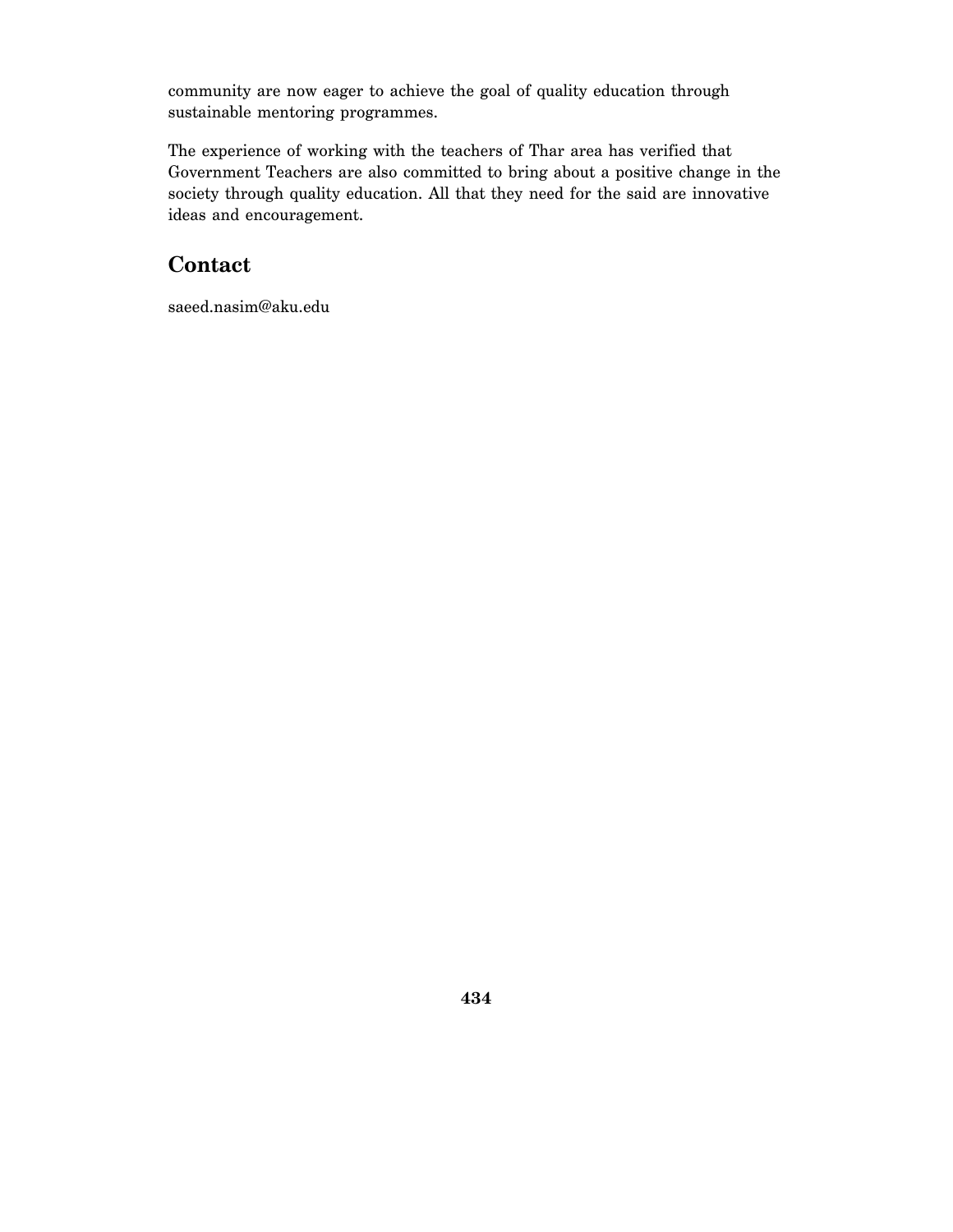community are now eager to achieve the goal of quality education through sustainable mentoring programmes.

The experience of working with the teachers of Thar area has verified that Government Teachers are also committed to bring about a positive change in the society through quality education. All that they need for the said are innovative ideas and encouragement.

## Contact

saeed.nasim@aku.edu